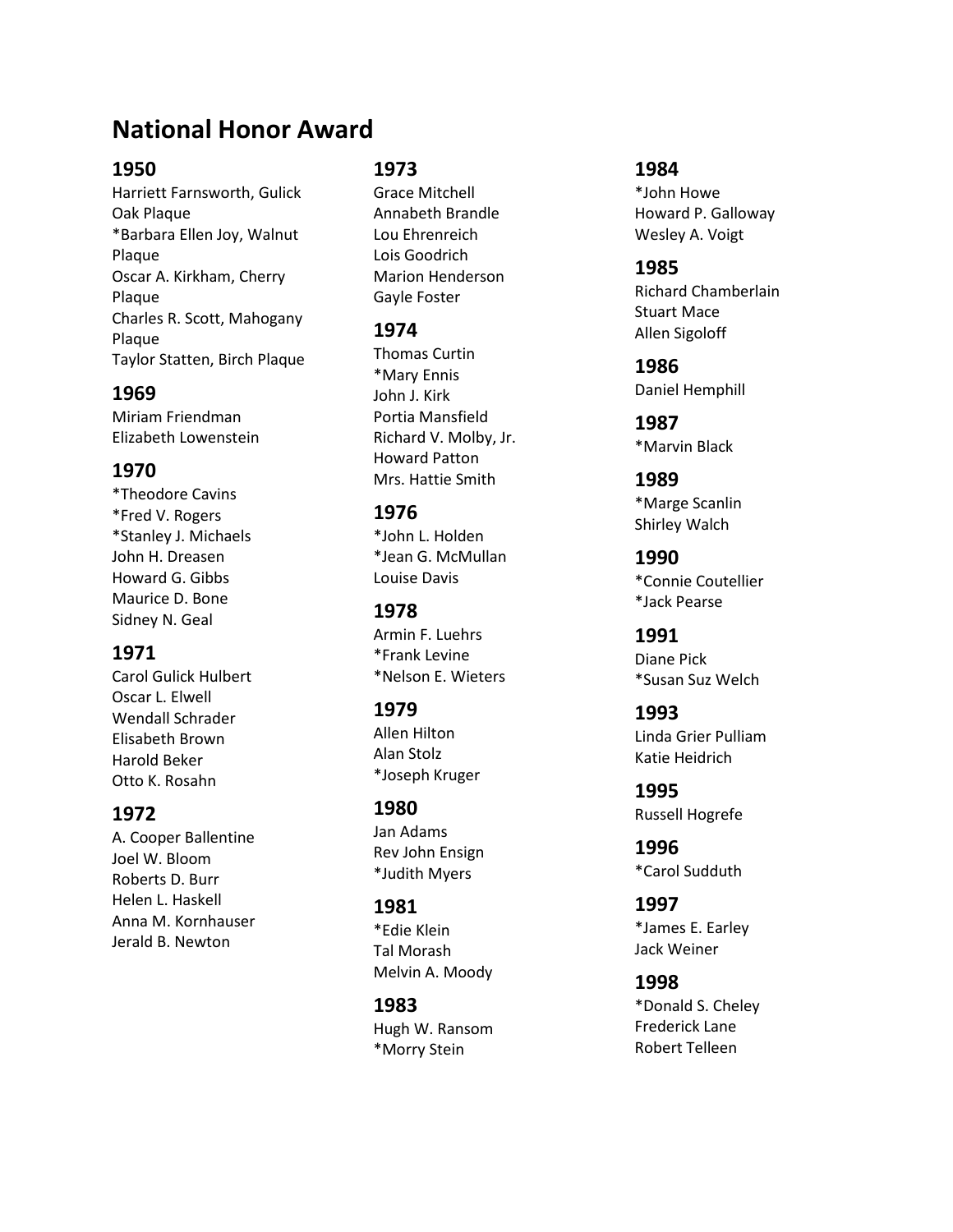# National Honor Award

### 1950

Harriett Farnsworth, Gulick Oak Plaque
*Barbara Ellen Joy, Walnut Plaque
Oscar A. Kirkham, Cherry Plaque
Charles R. Scott, Mahogany Plaque
Taylor Statten, Birch Plaque

### 1969

Miriam Friendman
Elizabeth Lowenstein

### 1970

*Theodore Cavins
*Fred V. Rogers
*Stanley J. Michaels
John H. Dreasen
Howard G. Gibbs
Maurice D. Bone
Sidney N. Geal

### 1971

Carol Gulick Hulbert
Oscar L. Elwell
Wendall Schrader
Elisabeth Brown
Harold Beker
Otto K. Rosahn

### 1972

A. Cooper Ballentine
Joel W. Bloom
Roberts D. Burr
Helen L. Haskell
Anna M. Kornhauser
Jerald B. Newton

### 1973

Grace Mitchell
Annabeth Brandle
Lou Ehrenreich
Lois Goodrich
Marion Henderson
Gayle Foster

### 1974

Thomas Curtin
*Mary Ennis
John J. Kirk
Portia Mansfield
Richard V. Molby, Jr.
Howard Patton
Mrs. Hattie Smith

### 1976

*John L. Holden
*Jean G. McMullan
Louise Davis

### 1978

Armin F. Luehrs
*Frank Levine
*Nelson E. Wieters

### 1979

Allen Hilton
Alan Stolz
*Joseph Kruger

### 1980

Jan Adams
Rev John Ensign
*Judith Myers

### 1981

*Edie Klein
Tal Morash
Melvin A. Moody

### 1983

Hugh W. Ransom
*Morry Stein

### 1984

*John Howe
Howard P. Galloway
Wesley A. Voigt

### 1985

Richard Chamberlain
Stuart Mace
Allen Sigoloff

### 1986

Daniel Hemphill

### 1987

*Marvin Black

### 1989

*Marge Scanlin
Shirley Walch

### 1990

*Connie Coutellier
*Jack Pearse

### 1991

Diane Pick
*Susan Suz Welch

### 1993

Linda Grier Pulliam
Katie Heidrich

### 1995

Russell Hogrefe

### 1996

*Carol Sudduth

### 1997

*James E. Earley
Jack Weiner

### 1998

*Donald S. Cheley
Frederick Lane
Robert Telleen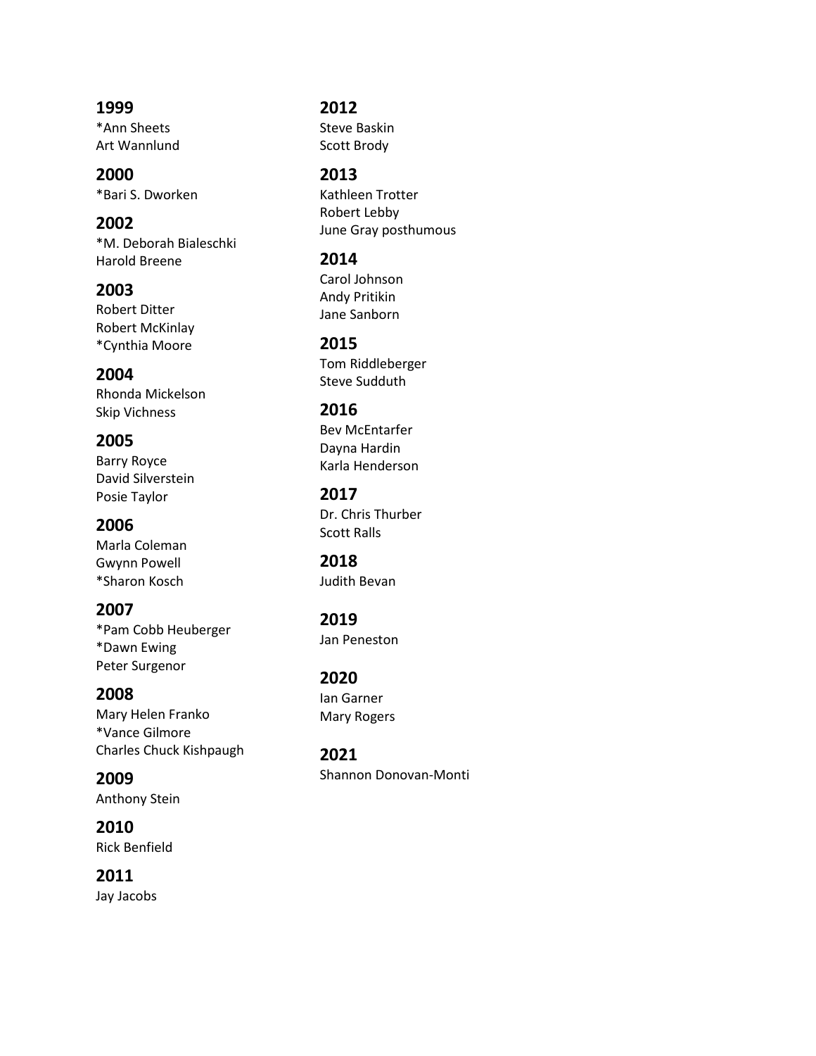**1999**
*Ann Sheets
Art Wannlund

**2000**
*Bari S. Dworken

**2002**
*M. Deborah Bialeschki
Harold Breene

**2003**
Robert Ditter
Robert McKinlay
*Cynthia Moore

**2004**
Rhonda Mickelson
Skip Vichness

**2005**
Barry Royce
David Silverstein
Posie Taylor

**2006**
Marla Coleman
Gwynn Powell
*Sharon Kosch

**2007**
*Pam Cobb Heuberger
*Dawn Ewing
Peter Surgenor

**2008**
Mary Helen Franko
*Vance Gilmore
Charles Chuck Kishpaugh

**2009**
Anthony Stein

**2010**
Rick Benfield

**2011**
Jay Jacobs

**2012**
Steve Baskin
Scott Brody

**2013**
Kathleen Trotter
Robert Lebby
June Gray posthumous

**2014**
Carol Johnson
Andy Pritikin
Jane Sanborn

**2015**
Tom Riddleberger
Steve Sudduth

**2016**
Bev McEntarfer
Dayna Hardin
Karla Henderson

**2017**
Dr. Chris Thurber
Scott Ralls

**2018**
Judith Bevan

**2019**
Jan Peneston

**2020**
Ian Garner
Mary Rogers

**2021**
Shannon Donovan-Monti